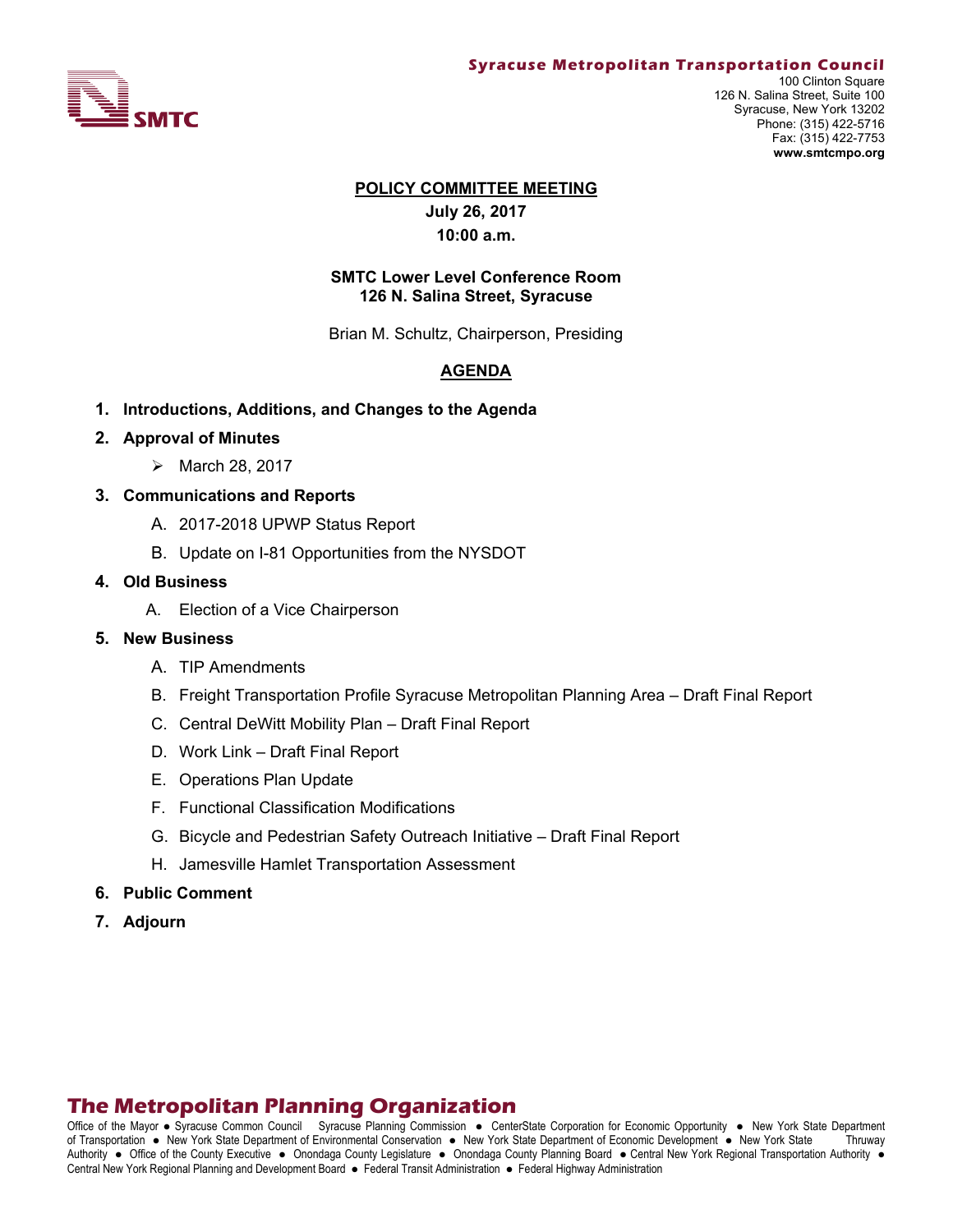**Syracuse Metropolitan Transportation Council**

SMTC

100 Clinton Square
126 N. Salina Street, Suite 100
Syracuse, New York 13202
Phone: (315) 422-5716
Fax: (315) 422-7753
**www.smtcmpo.org**

# POLICY COMMITTEE MEETING

**July 26, 2017**

**10:00 a.m.**

**SMTC Lower Level Conference Room**
**126 N. Salina Street, Syracuse**

Brian M. Schultz, Chairperson, Presiding

## AGENDA

1. **Introductions, Additions, and Changes to the Agenda**
2. **Approval of Minutes**
   - March 28, 2017
3. **Communications and Reports**
   - A. 2017-2018 UPWP Status Report
   - B. Update on I-81 Opportunities from the NYSDOT
4. **Old Business**
   - A. Election of a Vice Chairperson
5. **New Business**
   - A. TIP Amendments
   - B. Freight Transportation Profile Syracuse Metropolitan Planning Area – Draft Final Report
   - C. Central DeWitt Mobility Plan – Draft Final Report
   - D. Work Link – Draft Final Report
   - E. Operations Plan Update
   - F. Functional Classification Modifications
   - G. Bicycle and Pedestrian Safety Outreach Initiative – Draft Final Report
   - H. Jamesville Hamlet Transportation Assessment
6. **Public Comment**
7. **Adjourn**

**The Metropolitan Planning Organization**

Office of the Mayor ● Syracuse Common Council Syracuse Planning Commission ● CenterState Corporation for Economic Opportunity ● New York State Department of Transportation ● New York State Department of Environmental Conservation ● New York State Department of Economic Development ● New York State Thruway Authority ● Office of the County Executive ● Onondaga County Legislature ● Onondaga County Planning Board ● Central New York Regional Transportation Authority ● Central New York Regional Planning and Development Board ● Federal Transit Administration ● Federal Highway Administration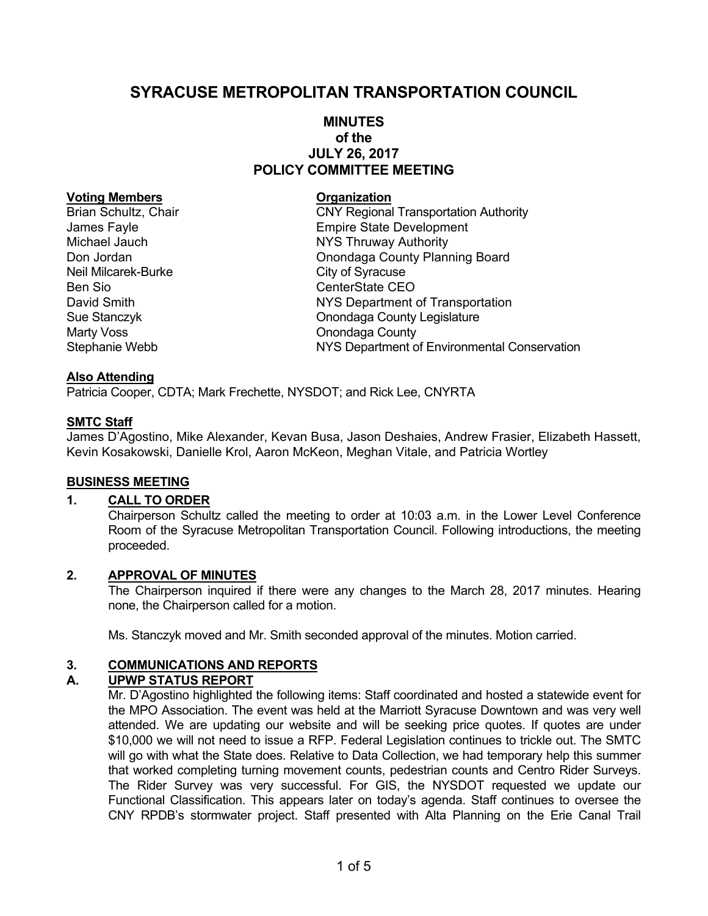# SYRACUSE METROPOLITAN TRANSPORTATION COUNCIL

## MINUTES
## of the
## JULY 26, 2017
## POLICY COMMITTEE MEETING

| **Voting Members** | **Organization** |
|---|---|
| Brian Schultz, Chair | CNY Regional Transportation Authority |
| James Fayle | Empire State Development |
| Michael Jauch | NYS Thruway Authority |
| Don Jordan | Onondaga County Planning Board |
| Neil Milcarek-Burke | City of Syracuse |
| Ben Sio | CenterState CEO |
| David Smith | NYS Department of Transportation |
| Sue Stanczyk | Onondaga County Legislature |
| Marty Voss | Onondaga County |
| Stephanie Webb | NYS Department of Environmental Conservation |

**Also Attending**

Patricia Cooper, CDTA; Mark Frechette, NYSDOT; and Rick Lee, CNYRTA

**SMTC Staff**

James D'Agostino, Mike Alexander, Kevan Busa, Jason Deshaies, Andrew Frasier, Elizabeth Hassett, Kevin Kosakowski, Danielle Krol, Aaron McKeon, Meghan Vitale, and Patricia Wortley

**BUSINESS MEETING**

**1. CALL TO ORDER**

Chairperson Schultz called the meeting to order at 10:03 a.m. in the Lower Level Conference Room of the Syracuse Metropolitan Transportation Council. Following introductions, the meeting proceeded.

**2. APPROVAL OF MINUTES**

The Chairperson inquired if there were any changes to the March 28, 2017 minutes. Hearing none, the Chairperson called for a motion.

Ms. Stanczyk moved and Mr. Smith seconded approval of the minutes. Motion carried.

**3. COMMUNICATIONS AND REPORTS**

**A. UPWP STATUS REPORT**

Mr. D'Agostino highlighted the following items: Staff coordinated and hosted a statewide event for the MPO Association. The event was held at the Marriott Syracuse Downtown and was very well attended. We are updating our website and will be seeking price quotes. If quotes are under $10,000 we will not need to issue a RFP. Federal Legislation continues to trickle out. The SMTC will go with what the State does. Relative to Data Collection, we had temporary help this summer that worked completing turning movement counts, pedestrian counts and Centro Rider Surveys. The Rider Survey was very successful. For GIS, the NYSDOT requested we update our Functional Classification. This appears later on today's agenda. Staff continues to oversee the CNY RPDB's stormwater project. Staff presented with Alta Planning on the Erie Canal Trail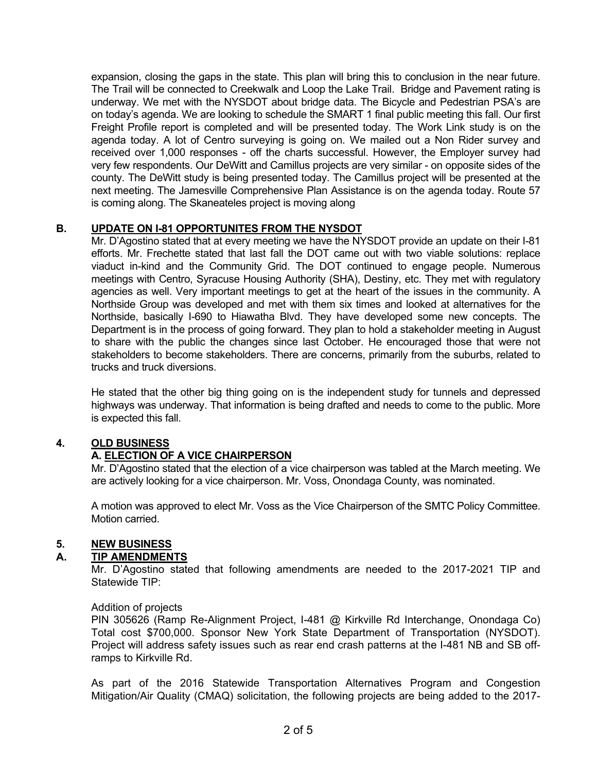expansion, closing the gaps in the state. This plan will bring this to conclusion in the near future. The Trail will be connected to Creekwalk and Loop the Lake Trail. Bridge and Pavement rating is underway. We met with the NYSDOT about bridge data. The Bicycle and Pedestrian PSA's are on today's agenda. We are looking to schedule the SMART 1 final public meeting this fall. Our first Freight Profile report is completed and will be presented today. The Work Link study is on the agenda today. A lot of Centro surveying is going on. We mailed out a Non Rider survey and received over 1,000 responses - off the charts successful. However, the Employer survey had very few respondents. Our DeWitt and Camillus projects are very similar - on opposite sides of the county. The DeWitt study is being presented today. The Camillus project will be presented at the next meeting. The Jamesville Comprehensive Plan Assistance is on the agenda today. Route 57 is coming along. The Skaneateles project is moving along

### B. UPDATE ON I-81 OPPORTUNITES FROM THE NYSDOT

Mr. D'Agostino stated that at every meeting we have the NYSDOT provide an update on their I-81 efforts. Mr. Frechette stated that last fall the DOT came out with two viable solutions: replace viaduct in-kind and the Community Grid. The DOT continued to engage people. Numerous meetings with Centro, Syracuse Housing Authority (SHA), Destiny, etc. They met with regulatory agencies as well. Very important meetings to get at the heart of the issues in the community. A Northside Group was developed and met with them six times and looked at alternatives for the Northside, basically I-690 to Hiawatha Blvd. They have developed some new concepts. The Department is in the process of going forward. They plan to hold a stakeholder meeting in August to share with the public the changes since last October. He encouraged those that were not stakeholders to become stakeholders. There are concerns, primarily from the suburbs, related to trucks and truck diversions.

He stated that the other big thing going on is the independent study for tunnels and depressed highways was underway. That information is being drafted and needs to come to the public. More is expected this fall.

## 4. OLD BUSINESS

### A. ELECTION OF A VICE CHAIRPERSON

Mr. D'Agostino stated that the election of a vice chairperson was tabled at the March meeting. We are actively looking for a vice chairperson. Mr. Voss, Onondaga County, was nominated.

A motion was approved to elect Mr. Voss as the Vice Chairperson of the SMTC Policy Committee. Motion carried.

## 5. NEW BUSINESS

### A. TIP AMENDMENTS

Mr. D'Agostino stated that following amendments are needed to the 2017-2021 TIP and Statewide TIP:

Addition of projects

PIN 305626 (Ramp Re-Alignment Project, I-481 @ Kirkville Rd Interchange, Onondaga Co) Total cost $700,000. Sponsor New York State Department of Transportation (NYSDOT). Project will address safety issues such as rear end crash patterns at the I-481 NB and SB off-ramps to Kirkville Rd.

As part of the 2016 Statewide Transportation Alternatives Program and Congestion Mitigation/Air Quality (CMAQ) solicitation, the following projects are being added to the 2017-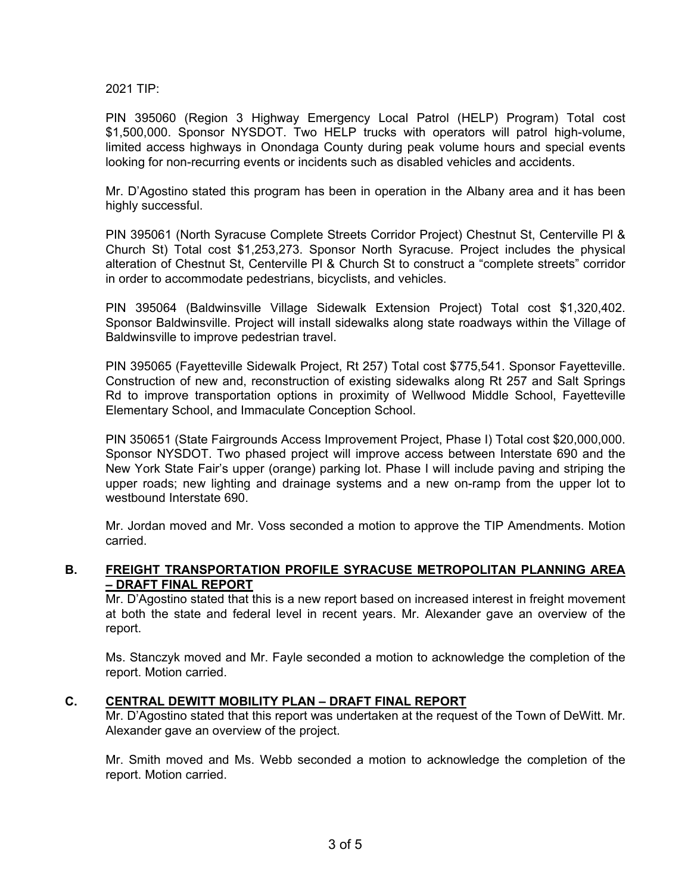2021 TIP:

PIN 395060 (Region 3 Highway Emergency Local Patrol (HELP) Program) Total cost $1,500,000. Sponsor NYSDOT. Two HELP trucks with operators will patrol high-volume, limited access highways in Onondaga County during peak volume hours and special events looking for non-recurring events or incidents such as disabled vehicles and accidents.

Mr. D'Agostino stated this program has been in operation in the Albany area and it has been highly successful.

PIN 395061 (North Syracuse Complete Streets Corridor Project) Chestnut St, Centerville Pl & Church St) Total cost $1,253,273. Sponsor North Syracuse. Project includes the physical alteration of Chestnut St, Centerville Pl & Church St to construct a "complete streets" corridor in order to accommodate pedestrians, bicyclists, and vehicles.

PIN 395064 (Baldwinsville Village Sidewalk Extension Project) Total cost $1,320,402. Sponsor Baldwinsville. Project will install sidewalks along state roadways within the Village of Baldwinsville to improve pedestrian travel.

PIN 395065 (Fayetteville Sidewalk Project, Rt 257) Total cost $775,541. Sponsor Fayetteville. Construction of new and, reconstruction of existing sidewalks along Rt 257 and Salt Springs Rd to improve transportation options in proximity of Wellwood Middle School, Fayetteville Elementary School, and Immaculate Conception School.

PIN 350651 (State Fairgrounds Access Improvement Project, Phase I) Total cost $20,000,000. Sponsor NYSDOT. Two phased project will improve access between Interstate 690 and the New York State Fair's upper (orange) parking lot. Phase I will include paving and striping the upper roads; new lighting and drainage systems and a new on-ramp from the upper lot to westbound Interstate 690.

Mr. Jordan moved and Mr. Voss seconded a motion to approve the TIP Amendments. Motion carried.

## B. FREIGHT TRANSPORTATION PROFILE SYRACUSE METROPOLITAN PLANNING AREA – DRAFT FINAL REPORT

Mr. D'Agostino stated that this is a new report based on increased interest in freight movement at both the state and federal level in recent years. Mr. Alexander gave an overview of the report.

Ms. Stanczyk moved and Mr. Fayle seconded a motion to acknowledge the completion of the report. Motion carried.

## C. CENTRAL DEWITT MOBILITY PLAN – DRAFT FINAL REPORT

Mr. D'Agostino stated that this report was undertaken at the request of the Town of DeWitt. Mr. Alexander gave an overview of the project.

Mr. Smith moved and Ms. Webb seconded a motion to acknowledge the completion of the report. Motion carried.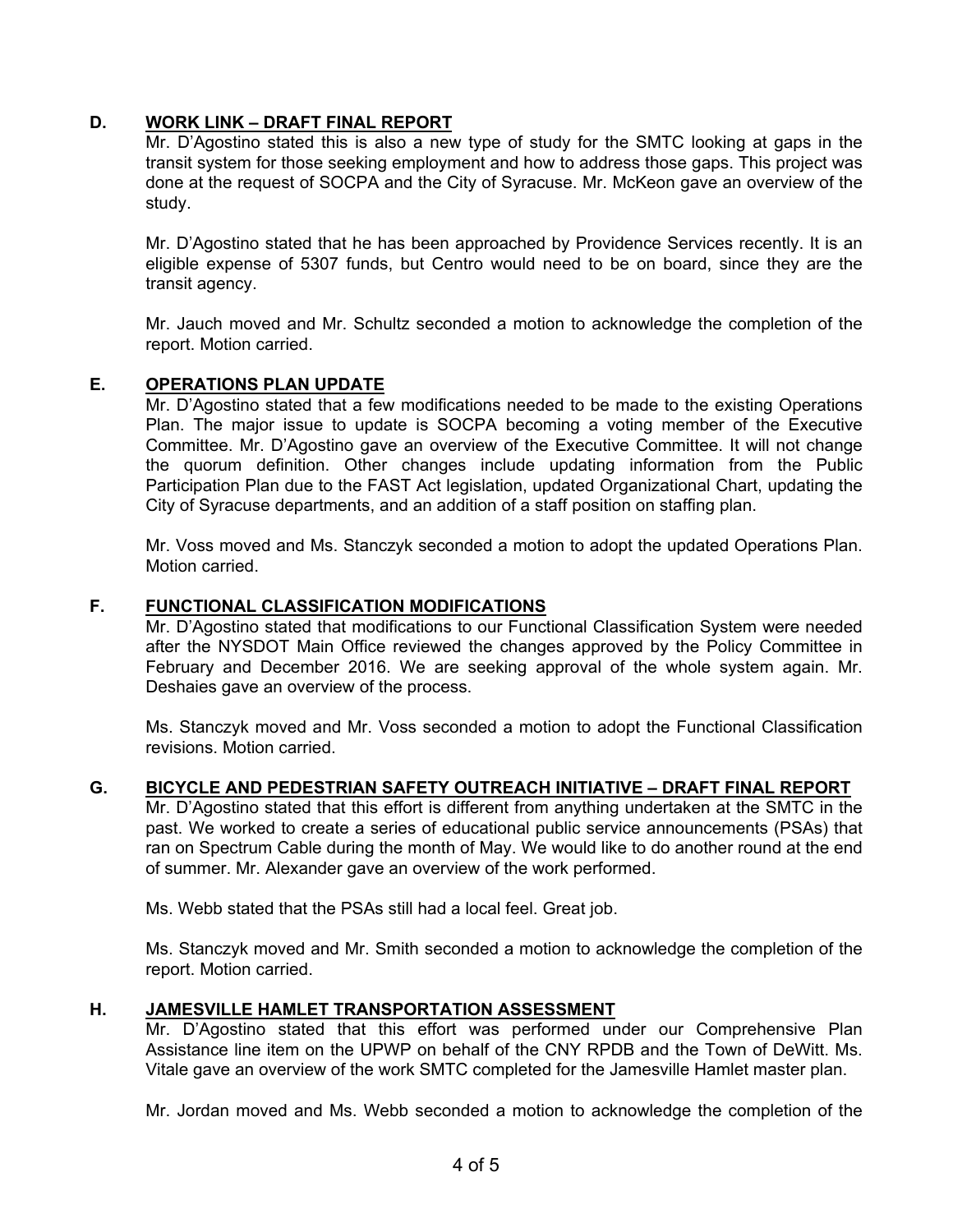**D. WORK LINK – DRAFT FINAL REPORT**

Mr. D'Agostino stated this is also a new type of study for the SMTC looking at gaps in the transit system for those seeking employment and how to address those gaps. This project was done at the request of SOCPA and the City of Syracuse. Mr. McKeon gave an overview of the study.

Mr. D'Agostino stated that he has been approached by Providence Services recently. It is an eligible expense of 5307 funds, but Centro would need to be on board, since they are the transit agency.

Mr. Jauch moved and Mr. Schultz seconded a motion to acknowledge the completion of the report. Motion carried.

**E. OPERATIONS PLAN UPDATE**

Mr. D'Agostino stated that a few modifications needed to be made to the existing Operations Plan. The major issue to update is SOCPA becoming a voting member of the Executive Committee. Mr. D'Agostino gave an overview of the Executive Committee. It will not change the quorum definition. Other changes include updating information from the Public Participation Plan due to the FAST Act legislation, updated Organizational Chart, updating the City of Syracuse departments, and an addition of a staff position on staffing plan.

Mr. Voss moved and Ms. Stanczyk seconded a motion to adopt the updated Operations Plan. Motion carried.

**F. FUNCTIONAL CLASSIFICATION MODIFICATIONS**

Mr. D'Agostino stated that modifications to our Functional Classification System were needed after the NYSDOT Main Office reviewed the changes approved by the Policy Committee in February and December 2016. We are seeking approval of the whole system again. Mr. Deshaies gave an overview of the process.

Ms. Stanczyk moved and Mr. Voss seconded a motion to adopt the Functional Classification revisions. Motion carried.

**G. BICYCLE AND PEDESTRIAN SAFETY OUTREACH INITIATIVE – DRAFT FINAL REPORT**

Mr. D'Agostino stated that this effort is different from anything undertaken at the SMTC in the past. We worked to create a series of educational public service announcements (PSAs) that ran on Spectrum Cable during the month of May. We would like to do another round at the end of summer. Mr. Alexander gave an overview of the work performed.

Ms. Webb stated that the PSAs still had a local feel. Great job.

Ms. Stanczyk moved and Mr. Smith seconded a motion to acknowledge the completion of the report. Motion carried.

**H. JAMESVILLE HAMLET TRANSPORTATION ASSESSMENT**

Mr. D'Agostino stated that this effort was performed under our Comprehensive Plan Assistance line item on the UPWP on behalf of the CNY RPDB and the Town of DeWitt. Ms. Vitale gave an overview of the work SMTC completed for the Jamesville Hamlet master plan.

Mr. Jordan moved and Ms. Webb seconded a motion to acknowledge the completion of the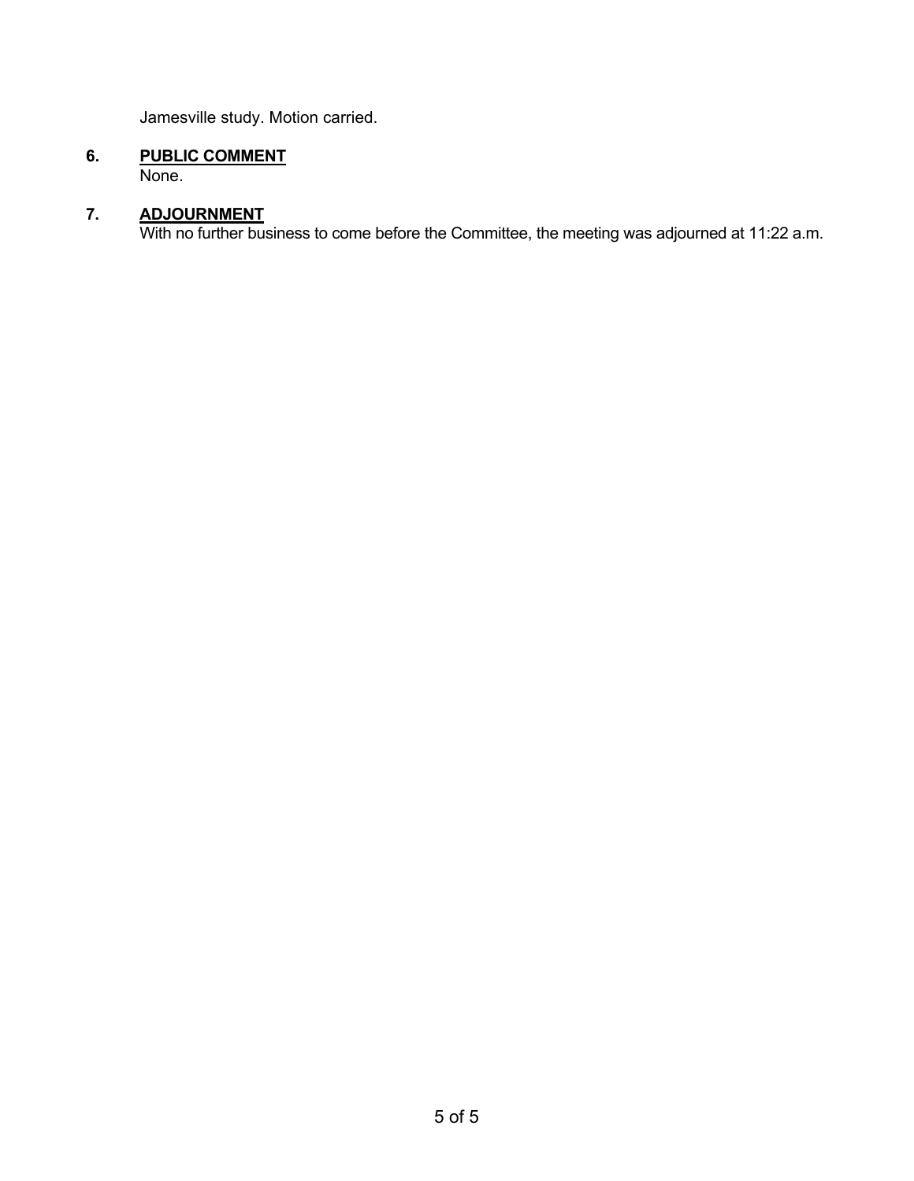Jamesville study. Motion carried.

6. **PUBLIC COMMENT**

None.

7. **ADJOURNMENT**

With no further business to come before the Committee, the meeting was adjourned at 11:22 a.m.